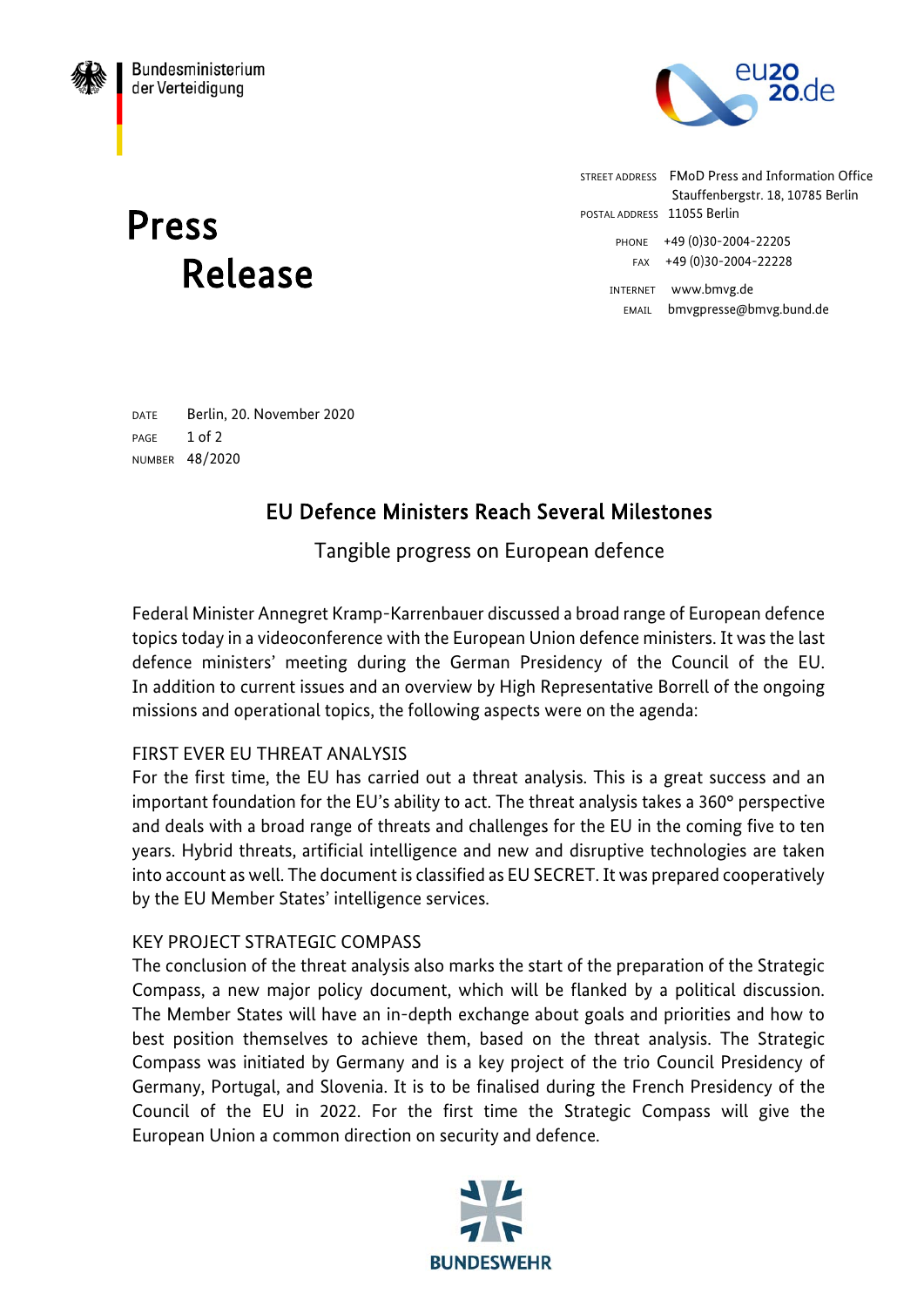Bundesministerium der Verteidigung

eu2020.de

STREET ADDRESS FMoD Press and Information Office
Stauffenbergstr. 18, 10785 Berlin
POSTAL ADDRESS 11055 Berlin

PHONE +49 (0)30-2004-22205
FAX +49 (0)30-2004-22228

INTERNET www.bmvg.de
EMAIL bmvgpresse@bmvg.bund.de

# Press Release

DATE Berlin, 20. November 2020
NUMBER 48/2020

## EU Defence Ministers Reach Several Milestones

Tangible progress on European defence

Federal Minister Annegret Kramp-Karrenbauer discussed a broad range of European defence topics today in a videoconference with the European Union defence ministers. It was the last defence ministers' meeting during the German Presidency of the Council of the EU. In addition to current issues and an overview by High Representative Borrell of the ongoing missions and operational topics, the following aspects were on the agenda:

### FIRST EVER EU THREAT ANALYSIS

For the first time, the EU has carried out a threat analysis. This is a great success and an important foundation for the EU's ability to act. The threat analysis takes a 360° perspective and deals with a broad range of threats and challenges for the EU in the coming five to ten years. Hybrid threats, artificial intelligence and new and disruptive technologies are taken into account as well. The document is classified as EU SECRET. It was prepared cooperatively by the EU Member States' intelligence services.

### KEY PROJECT STRATEGIC COMPASS

The conclusion of the threat analysis also marks the start of the preparation of the Strategic Compass, a new major policy document, which will be flanked by a political discussion. The Member States will have an in-depth exchange about goals and priorities and how to best position themselves to achieve them, based on the threat analysis. The Strategic Compass was initiated by Germany and is a key project of the trio Council Presidency of Germany, Portugal, and Slovenia. It is to be finalised during the French Presidency of the Council of the EU in 2022. For the first time the Strategic Compass will give the European Union a common direction on security and defence.

BUNDESWEHR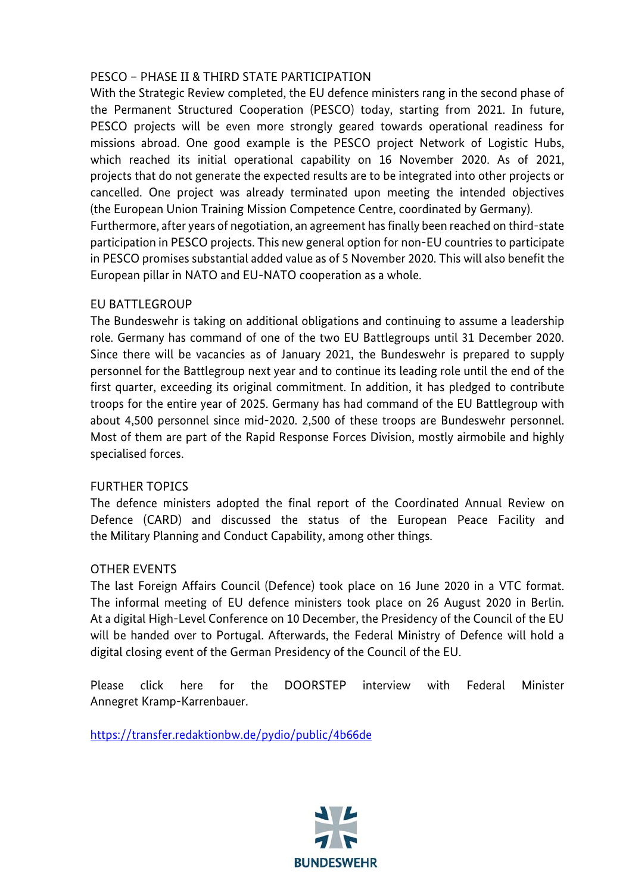## PESCO – PHASE II & THIRD STATE PARTICIPATION

With the Strategic Review completed, the EU defence ministers rang in the second phase of the Permanent Structured Cooperation (PESCO) today, starting from 2021. In future, PESCO projects will be even more strongly geared towards operational readiness for missions abroad. One good example is the PESCO project Network of Logistic Hubs, which reached its initial operational capability on 16 November 2020. As of 2021, projects that do not generate the expected results are to be integrated into other projects or cancelled. One project was already terminated upon meeting the intended objectives (the European Union Training Mission Competence Centre, coordinated by Germany).

Furthermore, after years of negotiation, an agreement has finally been reached on third-state participation in PESCO projects. This new general option for non-EU countries to participate in PESCO promises substantial added value as of 5 November 2020. This will also benefit the European pillar in NATO and EU-NATO cooperation as a whole.

## EU BATTLEGROUP

The Bundeswehr is taking on additional obligations and continuing to assume a leadership role. Germany has command of one of the two EU Battlegroups until 31 December 2020. Since there will be vacancies as of January 2021, the Bundeswehr is prepared to supply personnel for the Battlegroup next year and to continue its leading role until the end of the first quarter, exceeding its original commitment. In addition, it has pledged to contribute troops for the entire year of 2025. Germany has had command of the EU Battlegroup with about 4,500 personnel since mid-2020. 2,500 of these troops are Bundeswehr personnel. Most of them are part of the Rapid Response Forces Division, mostly airmobile and highly specialised forces.

## FURTHER TOPICS

The defence ministers adopted the final report of the Coordinated Annual Review on Defence (CARD) and discussed the status of the European Peace Facility and the Military Planning and Conduct Capability, among other things.

## OTHER EVENTS

The last Foreign Affairs Council (Defence) took place on 16 June 2020 in a VTC format. The informal meeting of EU defence ministers took place on 26 August 2020 in Berlin. At a digital High-Level Conference on 10 December, the Presidency of the Council of the EU will be handed over to Portugal. Afterwards, the Federal Ministry of Defence will hold a digital closing event of the German Presidency of the Council of the EU.

Please click here for the DOORSTEP interview with Federal Minister Annegret Kramp-Karrenbauer.

https://transfer.redaktionbw.de/pydio/public/4b66de

BUNDESWEHR